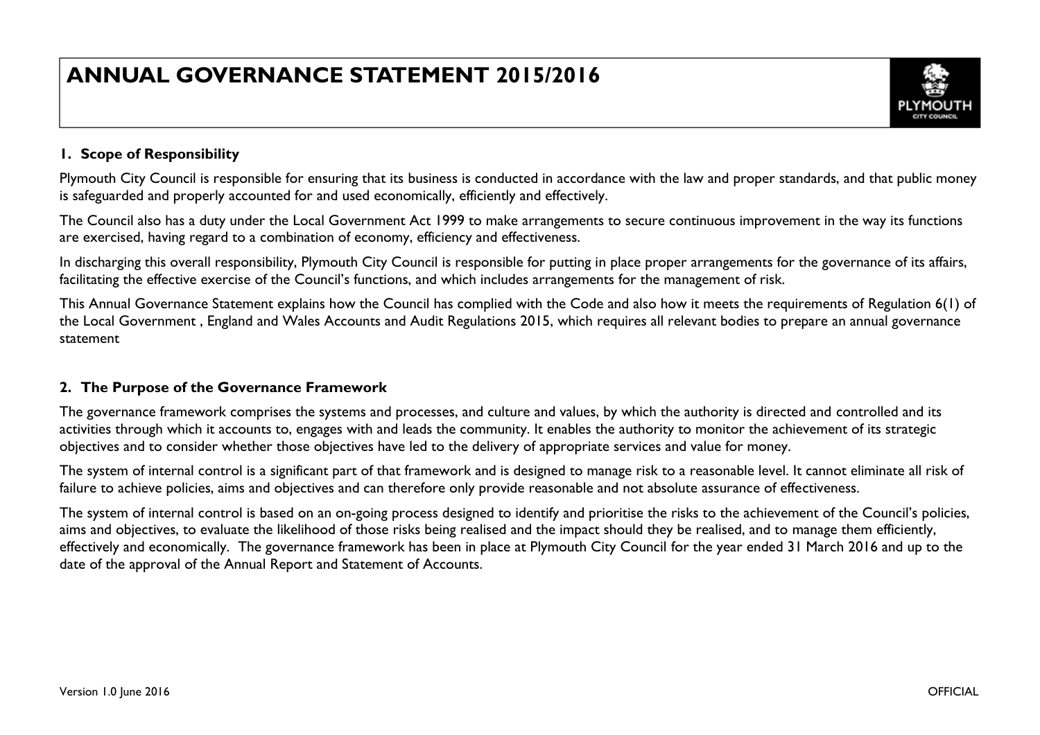# ANNUAL GOVERNANCE STATEMENT 2015/2016

## 1. Scope of Responsibility

Plymouth City Council is responsible for ensuring that its business is conducted in accordance with the law and proper standards, and that public money is safeguarded and properly accounted for and used economically, efficiently and effectively.

The Council also has a duty under the Local Government Act 1999 to make arrangements to secure continuous improvement in the way its functions are exercised, having regard to a combination of economy, efficiency and effectiveness.

In discharging this overall responsibility, Plymouth City Council is responsible for putting in place proper arrangements for the governance of its affairs, facilitating the effective exercise of the Council's functions, and which includes arrangements for the management of risk.

This Annual Governance Statement explains how the Council has complied with the Code and also how it meets the requirements of Regulation 6(1) of the Local Government , England and Wales Accounts and Audit Regulations 2015, which requires all relevant bodies to prepare an annual governance statement

## 2. The Purpose of the Governance Framework

The governance framework comprises the systems and processes, and culture and values, by which the authority is directed and controlled and its activities through which it accounts to, engages with and leads the community. It enables the authority to monitor the achievement of its strategic objectives and to consider whether those objectives have led to the delivery of appropriate services and value for money.

The system of internal control is a significant part of that framework and is designed to manage risk to a reasonable level. It cannot eliminate all risk of failure to achieve policies, aims and objectives and can therefore only provide reasonable and not absolute assurance of effectiveness.

The system of internal control is based on an on-going process designed to identify and prioritise the risks to the achievement of the Council's policies, aims and objectives, to evaluate the likelihood of those risks being realised and the impact should they be realised, and to manage them efficiently, effectively and economically. The governance framework has been in place at Plymouth City Council for the year ended 31 March 2016 and up to the date of the approval of the Annual Report and Statement of Accounts.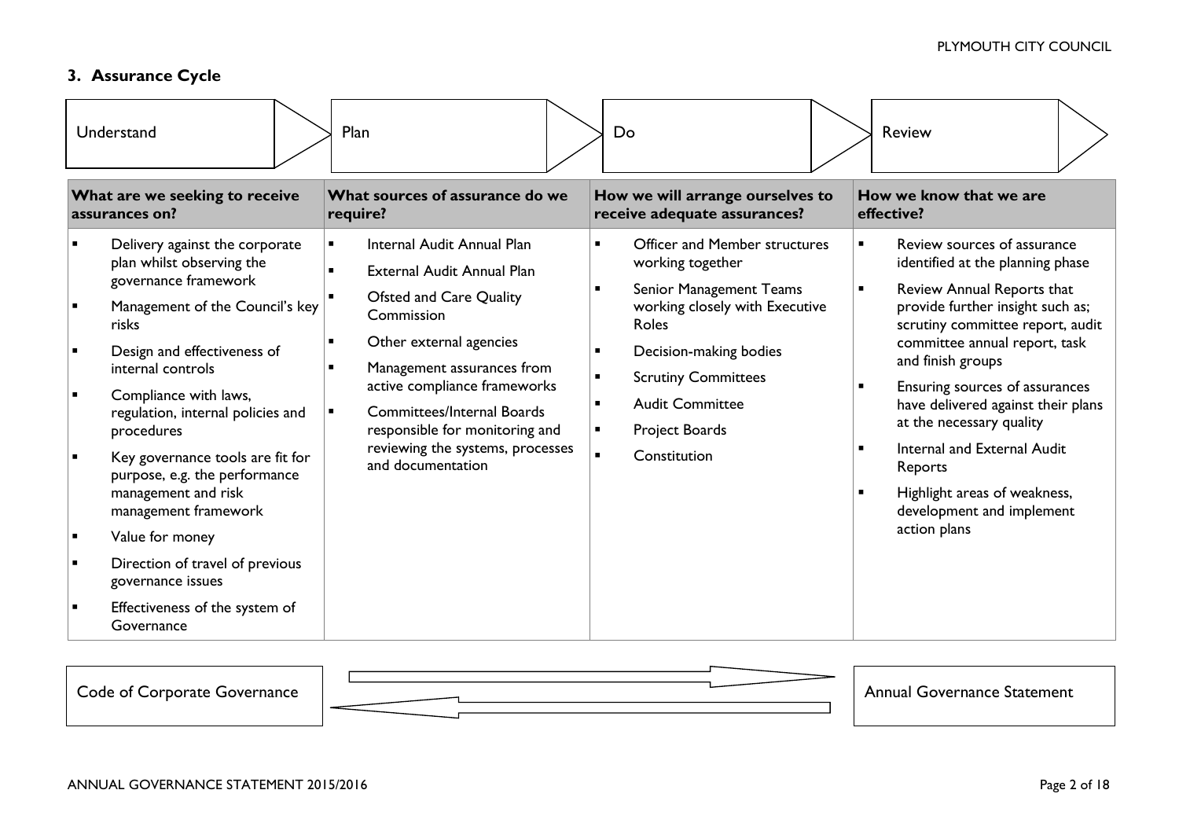## 3. Assurance Cycle

| Understand | Plan | Do | Review |
|---|---|---|---|
| **What are we seeking to receive assurances on?** | **What sources of assurance do we require?** | **How we will arrange ourselves to receive adequate assurances?** | **How we know that we are effective?** |
| ▪ Delivery against the corporate plan whilst observing the governance framework<br>▪ Management of the Council's key risks<br>▪ Design and effectiveness of internal controls<br>▪ Compliance with laws, regulation, internal policies and procedures<br>▪ Key governance tools are fit for purpose, e.g. the performance management and risk management framework<br>▪ Value for money<br>▪ Direction of travel of previous governance issues<br>▪ Effectiveness of the system of Governance | ▪ Internal Audit Annual Plan<br>▪ External Audit Annual Plan<br>▪ Ofsted and Care Quality Commission<br>▪ Other external agencies<br>▪ Management assurances from active compliance frameworks<br>▪ Committees/Internal Boards responsible for monitoring and reviewing the systems, processes and documentation | ▪ Officer and Member structures working together<br>▪ Senior Management Teams working closely with Executive Roles<br>▪ Decision-making bodies<br>▪ Scrutiny Committees<br>▪ Audit Committee<br>▪ Project Boards<br>▪ Constitution | ▪ Review sources of assurance identified at the planning phase<br>▪ Review Annual Reports that provide further insight such as; scrutiny committee report, audit committee annual report, task and finish groups<br>▪ Ensuring sources of assurances have delivered against their plans at the necessary quality<br>▪ Internal and External Audit Reports<br>▪ Highlight areas of weakness, development and implement action plans |

Code of Corporate Governance ⇄ Annual Governance Statement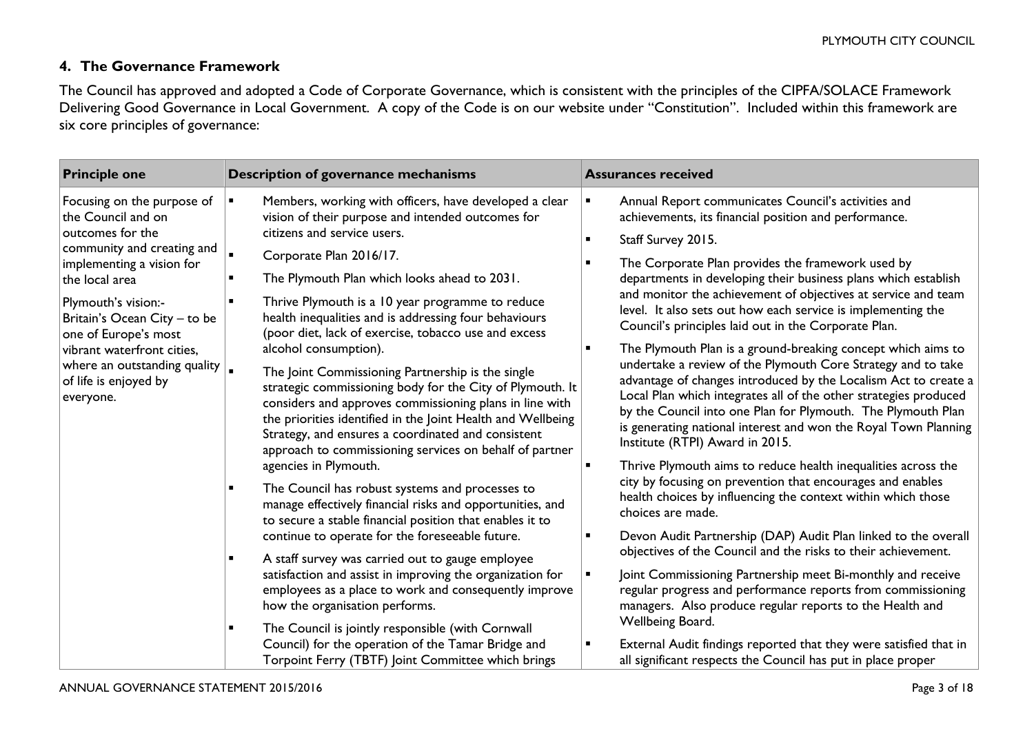## 4. The Governance Framework

The Council has approved and adopted a Code of Corporate Governance, which is consistent with the principles of the CIPFA/SOLACE Framework Delivering Good Governance in Local Government. A copy of the Code is on our website under "Constitution". Included within this framework are six core principles of governance:

| Principle one | Description of governance mechanisms | Assurances received |
|---|---|---|
| Focusing on the purpose of the Council and on outcomes for the community and creating and implementing a vision for the local area<br><br>Plymouth's vision:- Britain's Ocean City – to be one of Europe's most vibrant waterfront cities, where an outstanding quality of life is enjoyed by everyone. | ▪ Members, working with officers, have developed a clear vision of their purpose and intended outcomes for citizens and service users.<br>▪ Corporate Plan 2016/17.<br>▪ The Plymouth Plan which looks ahead to 2031.<br>▪ Thrive Plymouth is a 10 year programme to reduce health inequalities and is addressing four behaviours (poor diet, lack of exercise, tobacco use and excess alcohol consumption).<br>▪ The Joint Commissioning Partnership is the single strategic commissioning body for the City of Plymouth. It considers and approves commissioning plans in line with the priorities identified in the Joint Health and Wellbeing Strategy, and ensures a coordinated and consistent approach to commissioning services on behalf of partner agencies in Plymouth.<br>▪ The Council has robust systems and processes to manage effectively financial risks and opportunities, and to secure a stable financial position that enables it to continue to operate for the foreseeable future.<br>▪ A staff survey was carried out to gauge employee satisfaction and assist in improving the organization for employees as a place to work and consequently improve how the organisation performs.<br>▪ The Council is jointly responsible (with Cornwall Council) for the operation of the Tamar Bridge and Torpoint Ferry (TBTF) Joint Committee which brings | ▪ Annual Report communicates Council's activities and achievements, its financial position and performance.<br>▪ Staff Survey 2015.<br>▪ The Corporate Plan provides the framework used by departments in developing their business plans which establish and monitor the achievement of objectives at service and team level. It also sets out how each service is implementing the Council's principles laid out in the Corporate Plan.<br>▪ The Plymouth Plan is a ground-breaking concept which aims to undertake a review of the Plymouth Core Strategy and to take advantage of changes introduced by the Localism Act to create a Local Plan which integrates all of the other strategies produced by the Council into one Plan for Plymouth. The Plymouth Plan is generating national interest and won the Royal Town Planning Institute (RTPI) Award in 2015.<br>▪ Thrive Plymouth aims to reduce health inequalities across the city by focusing on prevention that encourages and enables health choices by influencing the context within which those choices are made.<br>▪ Devon Audit Partnership (DAP) Audit Plan linked to the overall objectives of the Council and the risks to their achievement.<br>▪ Joint Commissioning Partnership meet Bi-monthly and receive regular progress and performance reports from commissioning managers. Also produce regular reports to the Health and Wellbeing Board.<br>▪ External Audit findings reported that they were satisfied that in all significant respects the Council has put in place proper |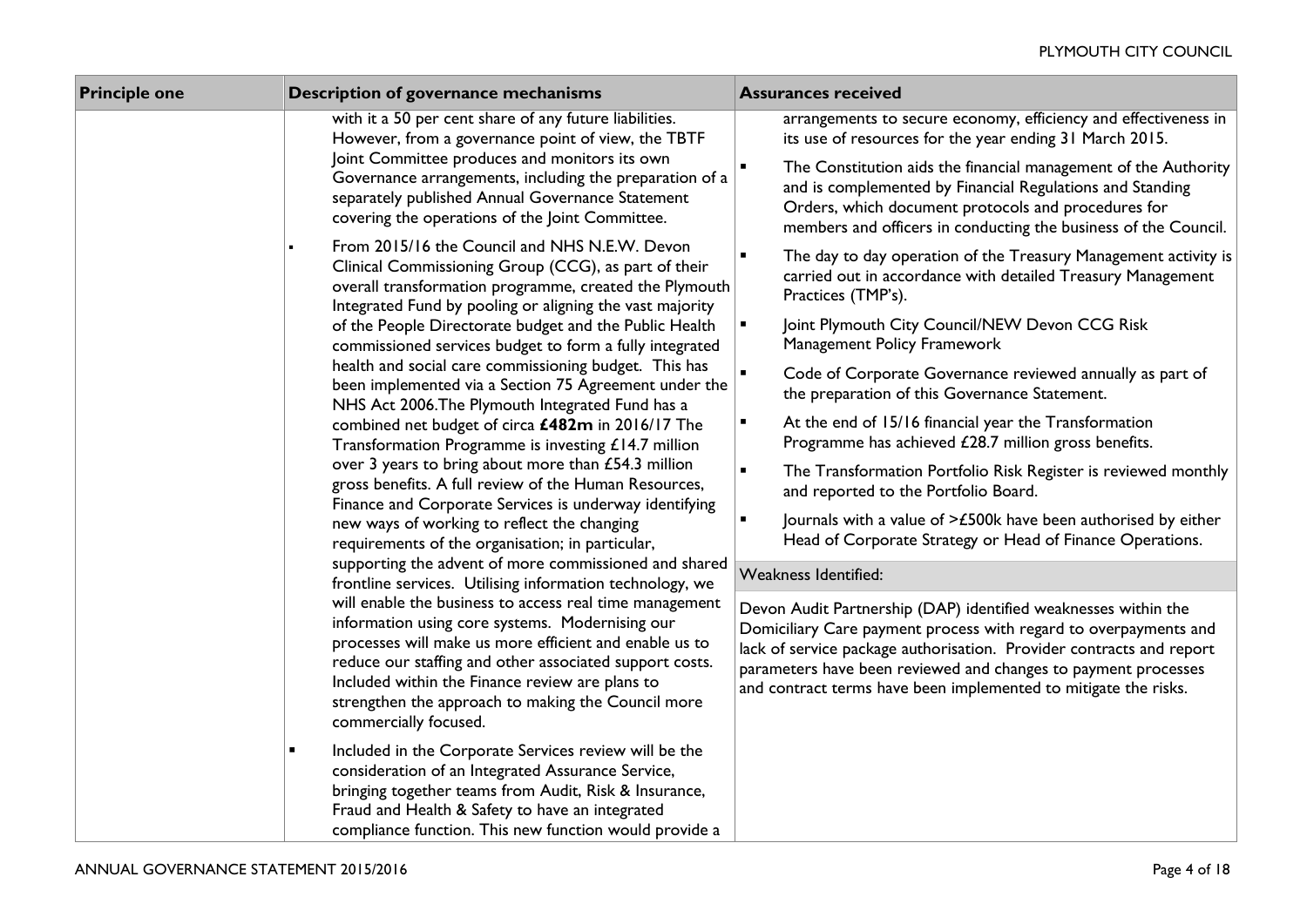| Principle one | Description of governance mechanisms | Assurances received |
|---|---|---|
| | with it a 50 per cent share of any future liabilities. However, from a governance point of view, the TBTF Joint Committee produces and monitors its own Governance arrangements, including the preparation of a separately published Annual Governance Statement covering the operations of the Joint Committee.<br><br>▪ From 2015/16 the Council and NHS N.E.W. Devon Clinical Commissioning Group (CCG), as part of their overall transformation programme, created the Plymouth Integrated Fund by pooling or aligning the vast majority of the People Directorate budget and the Public Health commissioned services budget to form a fully integrated health and social care commissioning budget. This has been implemented via a Section 75 Agreement under the NHS Act 2006.The Plymouth Integrated Fund has a combined net budget of circa **£482m** in 2016/17 The Transformation Programme is investing £14.7 million over 3 years to bring about more than £54.3 million gross benefits. A full review of the Human Resources, Finance and Corporate Services is underway identifying new ways of working to reflect the changing requirements of the organisation; in particular, supporting the advent of more commissioned and shared frontline services. Utilising information technology, we will enable the business to access real time management information using core systems. Modernising our processes will make us more efficient and enable us to reduce our staffing and other associated support costs. Included within the Finance review are plans to strengthen the approach to making the Council more commercially focused.<br><br>▪ Included in the Corporate Services review will be the consideration of an Integrated Assurance Service, bringing together teams from Audit, Risk & Insurance, Fraud and Health & Safety to have an integrated compliance function. This new function would provide a | arrangements to secure economy, efficiency and effectiveness in its use of resources for the year ending 31 March 2015.<br><br>▪ The Constitution aids the financial management of the Authority and is complemented by Financial Regulations and Standing Orders, which document protocols and procedures for members and officers in conducting the business of the Council.<br><br>▪ The day to day operation of the Treasury Management activity is carried out in accordance with detailed Treasury Management Practices (TMP's).<br><br>▪ Joint Plymouth City Council/NEW Devon CCG Risk Management Policy Framework<br><br>▪ Code of Corporate Governance reviewed annually as part of the preparation of this Governance Statement.<br><br>▪ At the end of 15/16 financial year the Transformation Programme has achieved £28.7 million gross benefits.<br><br>▪ The Transformation Portfolio Risk Register is reviewed monthly and reported to the Portfolio Board.<br><br>▪ Journals with a value of >£500k have been authorised by either Head of Corporate Strategy or Head of Finance Operations.<br><br>**Weakness Identified:**<br><br>Devon Audit Partnership (DAP) identified weaknesses within the Domiciliary Care payment process with regard to overpayments and lack of service package authorisation. Provider contracts and report parameters have been reviewed and changes to payment processes and contract terms have been implemented to mitigate the risks. |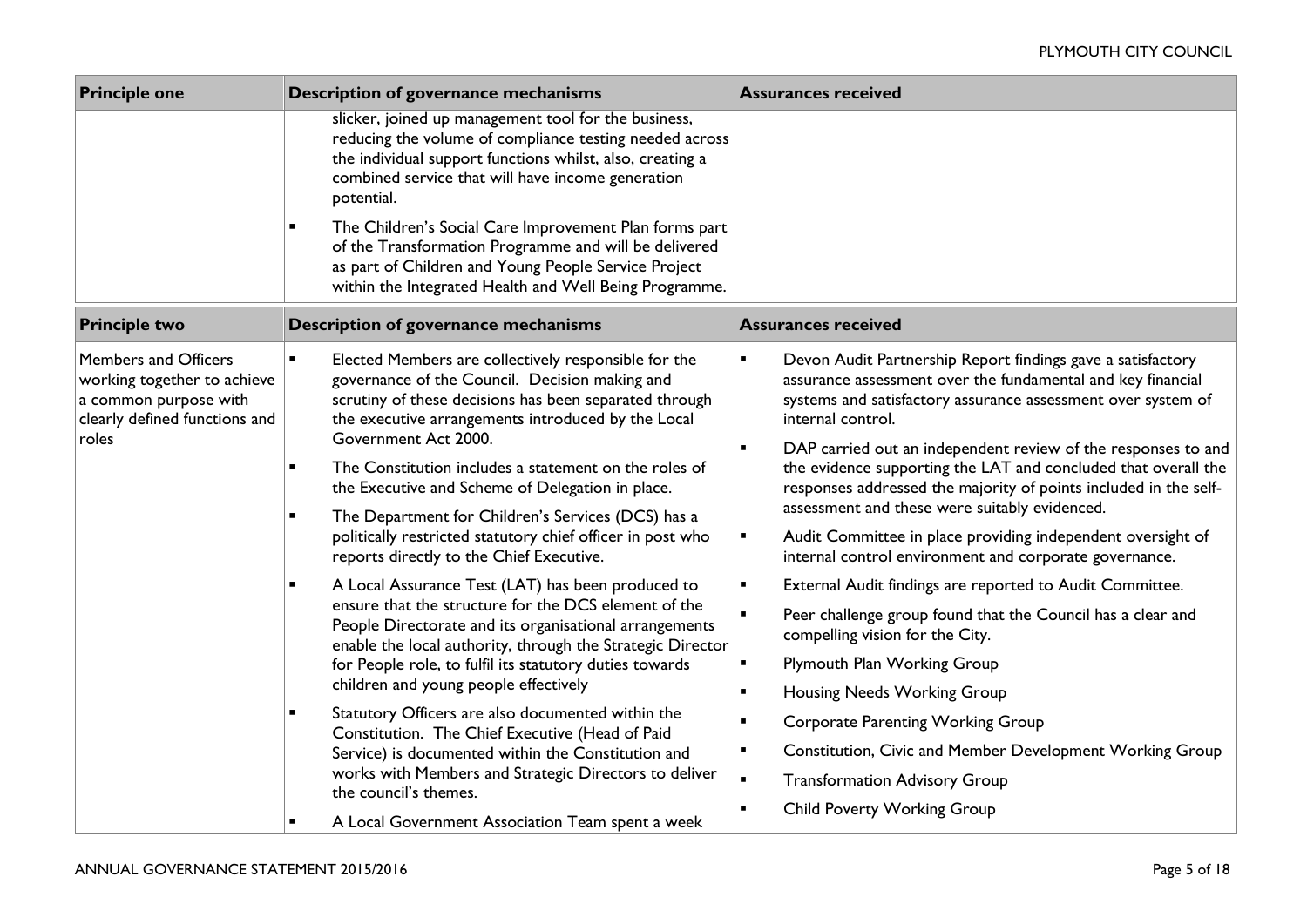| Principle one | Description of governance mechanisms | Assurances received |
|---|---|---|
| | slicker, joined up management tool for the business, reducing the volume of compliance testing needed across the individual support functions whilst, also, creating a combined service that will have income generation potential.<br>▪ The Children's Social Care Improvement Plan forms part of the Transformation Programme and will be delivered as part of Children and Young People Service Project within the Integrated Health and Well Being Programme. | |

| Principle two | Description of governance mechanisms | Assurances received |
|---|---|---|
| Members and Officers working together to achieve a common purpose with clearly defined functions and roles | ▪ Elected Members are collectively responsible for the governance of the Council. Decision making and scrutiny of these decisions has been separated through the executive arrangements introduced by the Local Government Act 2000.<br>▪ The Constitution includes a statement on the roles of the Executive and Scheme of Delegation in place.<br>▪ The Department for Children's Services (DCS) has a politically restricted statutory chief officer in post who reports directly to the Chief Executive.<br>▪ A Local Assurance Test (LAT) has been produced to ensure that the structure for the DCS element of the People Directorate and its organisational arrangements enable the local authority, through the Strategic Director for People role, to fulfil its statutory duties towards children and young people effectively<br>▪ Statutory Officers are also documented within the Constitution. The Chief Executive (Head of Paid Service) is documented within the Constitution and works with Members and Strategic Directors to deliver the council's themes.<br>▪ A Local Government Association Team spent a week | ▪ Devon Audit Partnership Report findings gave a satisfactory assurance assessment over the fundamental and key financial systems and satisfactory assurance assessment over system of internal control.<br>▪ DAP carried out an independent review of the responses to and the evidence supporting the LAT and concluded that overall the responses addressed the majority of points included in the self-assessment and these were suitably evidenced.<br>▪ Audit Committee in place providing independent oversight of internal control environment and corporate governance.<br>▪ External Audit findings are reported to Audit Committee.<br>▪ Peer challenge group found that the Council has a clear and compelling vision for the City.<br>▪ Plymouth Plan Working Group<br>▪ Housing Needs Working Group<br>▪ Corporate Parenting Working Group<br>▪ Constitution, Civic and Member Development Working Group<br>▪ Transformation Advisory Group<br>▪ Child Poverty Working Group |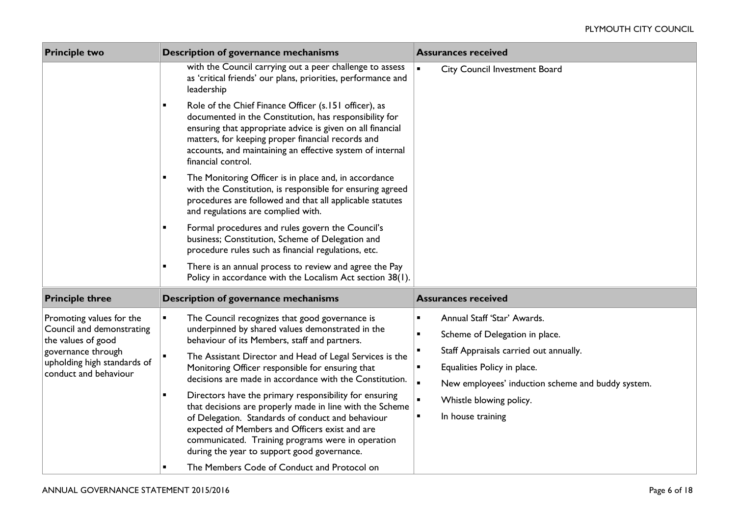| Principle two | Description of governance mechanisms | Assurances received |
|---|---|---|
| | with the Council carrying out a peer challenge to assess as 'critical friends' our plans, priorities, performance and leadership<br>▪ Role of the Chief Finance Officer (s.151 officer), as documented in the Constitution, has responsibility for ensuring that appropriate advice is given on all financial matters, for keeping proper financial records and accounts, and maintaining an effective system of internal financial control.<br>▪ The Monitoring Officer is in place and, in accordance with the Constitution, is responsible for ensuring agreed procedures are followed and that all applicable statutes and regulations are complied with.<br>▪ Formal procedures and rules govern the Council's business; Constitution, Scheme of Delegation and procedure rules such as financial regulations, etc.<br>▪ There is an annual process to review and agree the Pay Policy in accordance with the Localism Act section 38(1). | ▪ City Council Investment Board |

| Principle three | Description of governance mechanisms | Assurances received |
|---|---|---|
| Promoting values for the Council and demonstrating the values of good governance through upholding high standards of conduct and behaviour | ▪ The Council recognizes that good governance is underpinned by shared values demonstrated in the behaviour of its Members, staff and partners.<br>▪ The Assistant Director and Head of Legal Services is the Monitoring Officer responsible for ensuring that decisions are made in accordance with the Constitution.<br>▪ Directors have the primary responsibility for ensuring that decisions are properly made in line with the Scheme of Delegation. Standards of conduct and behaviour expected of Members and Officers exist and are communicated. Training programs were in operation during the year to support good governance.<br>▪ The Members Code of Conduct and Protocol on | ▪ Annual Staff 'Star' Awards.<br>▪ Scheme of Delegation in place.<br>▪ Staff Appraisals carried out annually.<br>▪ Equalities Policy in place.<br>▪ New employees' induction scheme and buddy system.<br>▪ Whistle blowing policy.<br>▪ In house training |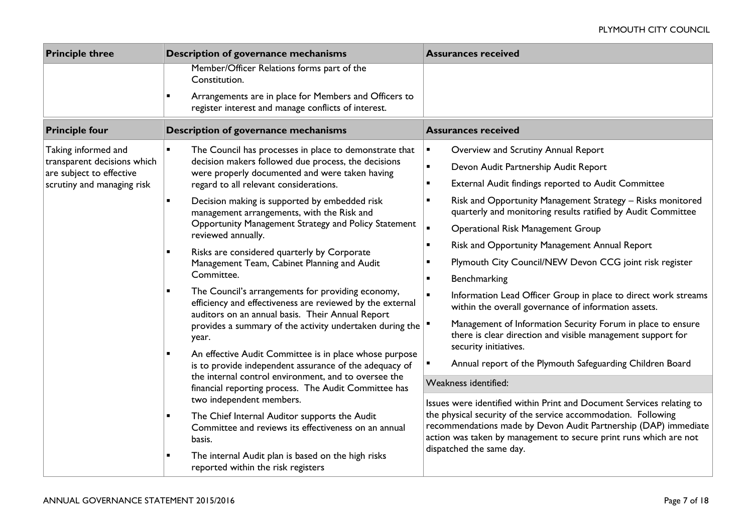| Principle three | Description of governance mechanisms | Assurances received |
|---|---|---|
| | Member/Officer Relations forms part of the Constitution.<br>▪ Arrangements are in place for Members and Officers to register interest and manage conflicts of interest. | |

| Principle four | Description of governance mechanisms | Assurances received |
|---|---|---|
| Taking informed and transparent decisions which are subject to effective scrutiny and managing risk | ▪ The Council has processes in place to demonstrate that decision makers followed due process, the decisions were properly documented and were taken having regard to all relevant considerations.<br>▪ Decision making is supported by embedded risk management arrangements, with the Risk and Opportunity Management Strategy and Policy Statement reviewed annually.<br>▪ Risks are considered quarterly by Corporate Management Team, Cabinet Planning and Audit Committee.<br>▪ The Council's arrangements for providing economy, efficiency and effectiveness are reviewed by the external auditors on an annual basis. Their Annual Report provides a summary of the activity undertaken during the year.<br>▪ An effective Audit Committee is in place whose purpose is to provide independent assurance of the adequacy of the internal control environment, and to oversee the financial reporting process. The Audit Committee has two independent members.<br>▪ The Chief Internal Auditor supports the Audit Committee and reviews its effectiveness on an annual basis.<br>▪ The internal Audit plan is based on the high risks reported within the risk registers | ▪ Overview and Scrutiny Annual Report<br>▪ Devon Audit Partnership Audit Report<br>▪ External Audit findings reported to Audit Committee<br>▪ Risk and Opportunity Management Strategy – Risks monitored quarterly and monitoring results ratified by Audit Committee<br>▪ Operational Risk Management Group<br>▪ Risk and Opportunity Management Annual Report<br>▪ Plymouth City Council/NEW Devon CCG joint risk register<br>▪ Benchmarking<br>▪ Information Lead Officer Group in place to direct work streams within the overall governance of information assets.<br>▪ Management of Information Security Forum in place to ensure there is clear direction and visible management support for security initiatives.<br>▪ Annual report of the Plymouth Safeguarding Children Board<br><br>**Weakness identified:**<br><br>Issues were identified within Print and Document Services relating to the physical security of the service accommodation. Following recommendations made by Devon Audit Partnership (DAP) immediate action was taken by management to secure print runs which are not dispatched the same day. |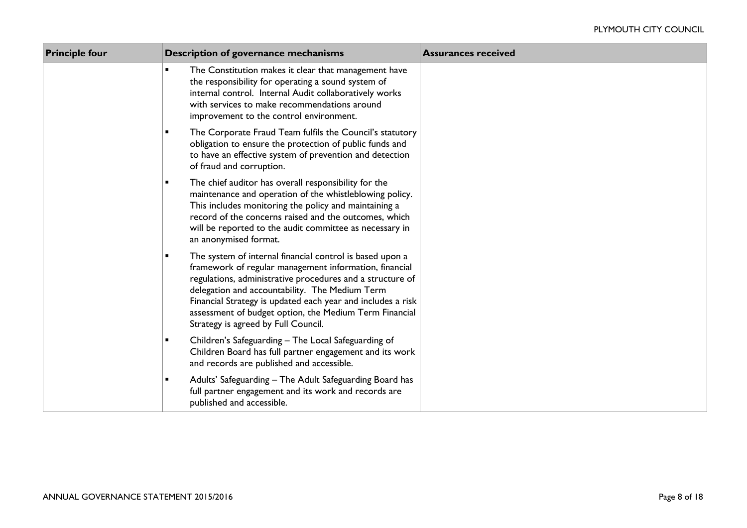| Principle four | Description of governance mechanisms | Assurances received |
| --- | --- | --- |
| | ▪ The Constitution makes it clear that management have the responsibility for operating a sound system of internal control. Internal Audit collaboratively works with services to make recommendations around improvement to the control environment.<br><br>▪ The Corporate Fraud Team fulfils the Council's statutory obligation to ensure the protection of public funds and to have an effective system of prevention and detection of fraud and corruption.<br><br>▪ The chief auditor has overall responsibility for the maintenance and operation of the whistleblowing policy. This includes monitoring the policy and maintaining a record of the concerns raised and the outcomes, which will be reported to the audit committee as necessary in an anonymised format.<br><br>▪ The system of internal financial control is based upon a framework of regular management information, financial regulations, administrative procedures and a structure of delegation and accountability. The Medium Term Financial Strategy is updated each year and includes a risk assessment of budget option, the Medium Term Financial Strategy is agreed by Full Council.<br><br>▪ Children's Safeguarding – The Local Safeguarding of Children Board has full partner engagement and its work and records are published and accessible.<br><br>▪ Adults' Safeguarding – The Adult Safeguarding Board has full partner engagement and its work and records are published and accessible. | |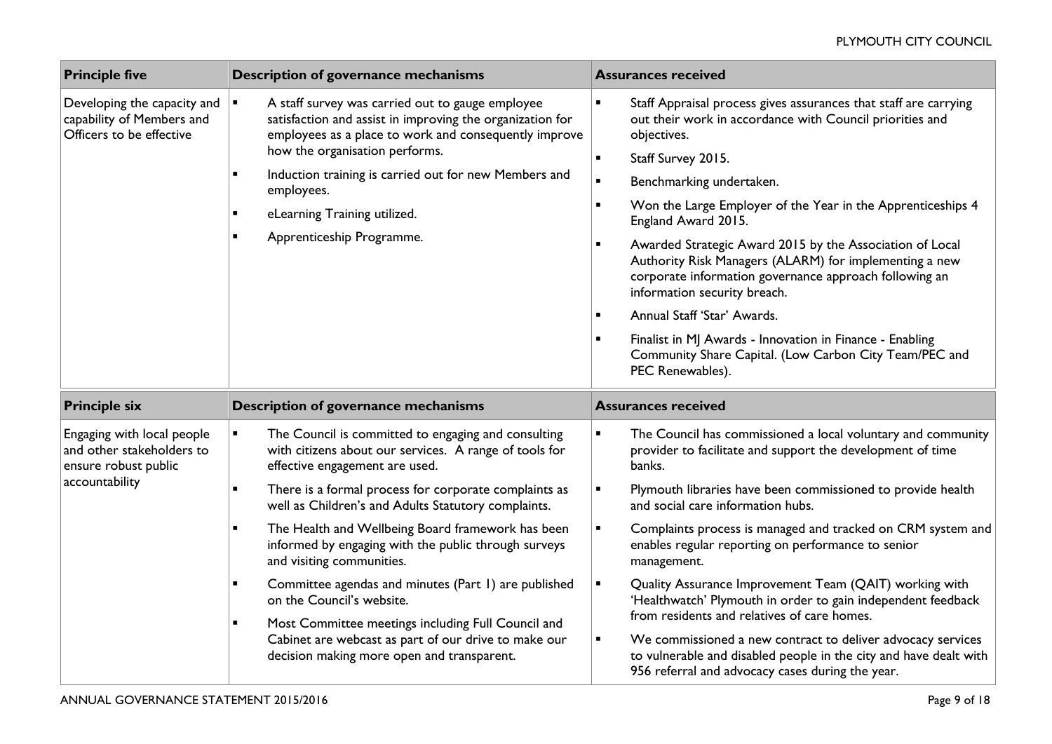| Principle five | Description of governance mechanisms | Assurances received |
|---|---|---|
| Developing the capacity and capability of Members and Officers to be effective | ▪ A staff survey was carried out to gauge employee satisfaction and assist in improving the organization for employees as a place to work and consequently improve how the organisation performs.<br>▪ Induction training is carried out for new Members and employees.<br>▪ eLearning Training utilized.<br>▪ Apprenticeship Programme. | ▪ Staff Appraisal process gives assurances that staff are carrying out their work in accordance with Council priorities and objectives.<br>▪ Staff Survey 2015.<br>▪ Benchmarking undertaken.<br>▪ Won the Large Employer of the Year in the Apprenticeships 4 England Award 2015.<br>▪ Awarded Strategic Award 2015 by the Association of Local Authority Risk Managers (ALARM) for implementing a new corporate information governance approach following an information security breach.<br>▪ Annual Staff 'Star' Awards.<br>▪ Finalist in MJ Awards - Innovation in Finance - Enabling Community Share Capital. (Low Carbon City Team/PEC and PEC Renewables). |

| Principle six | Description of governance mechanisms | Assurances received |
|---|---|---|
| Engaging with local people and other stakeholders to ensure robust public accountability | ▪ The Council is committed to engaging and consulting with citizens about our services. A range of tools for effective engagement are used.<br>▪ There is a formal process for corporate complaints as well as Children's and Adults Statutory complaints.<br>▪ The Health and Wellbeing Board framework has been informed by engaging with the public through surveys and visiting communities.<br>▪ Committee agendas and minutes (Part 1) are published on the Council's website.<br>▪ Most Committee meetings including Full Council and Cabinet are webcast as part of our drive to make our decision making more open and transparent. | ▪ The Council has commissioned a local voluntary and community provider to facilitate and support the development of time banks.<br>▪ Plymouth libraries have been commissioned to provide health and social care information hubs.<br>▪ Complaints process is managed and tracked on CRM system and enables regular reporting on performance to senior management.<br>▪ Quality Assurance Improvement Team (QAIT) working with 'Healthwatch' Plymouth in order to gain independent feedback from residents and relatives of care homes.<br>▪ We commissioned a new contract to deliver advocacy services to vulnerable and disabled people in the city and have dealt with 956 referral and advocacy cases during the year. |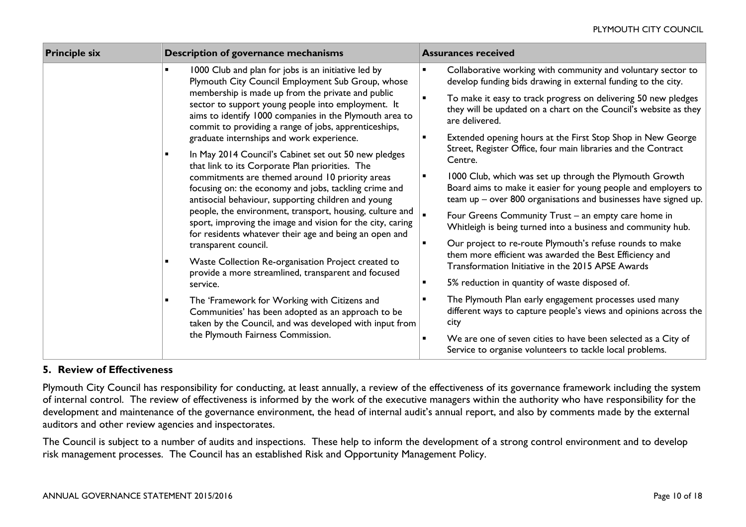| Principle six | Description of governance mechanisms | Assurances received |
|---|---|---|
| | ▪ 1000 Club and plan for jobs is an initiative led by Plymouth City Council Employment Sub Group, whose membership is made up from the private and public sector to support young people into employment. It aims to identify 1000 companies in the Plymouth area to commit to providing a range of jobs, apprenticeships, graduate internships and work experience.<br>▪ In May 2014 Council's Cabinet set out 50 new pledges that link to its Corporate Plan priorities. The commitments are themed around 10 priority areas focusing on: the economy and jobs, tackling crime and antisocial behaviour, supporting children and young people, the environment, transport, housing, culture and sport, improving the image and vision for the city, caring for residents whatever their age and being an open and transparent council.<br>▪ Waste Collection Re-organisation Project created to provide a more streamlined, transparent and focused service.<br>▪ The 'Framework for Working with Citizens and Communities' has been adopted as an approach to be taken by the Council, and was developed with input from the Plymouth Fairness Commission. | ▪ Collaborative working with community and voluntary sector to develop funding bids drawing in external funding to the city.<br>▪ To make it easy to track progress on delivering 50 new pledges they will be updated on a chart on the Council's website as they are delivered.<br>▪ Extended opening hours at the First Stop Shop in New George Street, Register Office, four main libraries and the Contract Centre.<br>▪ 1000 Club, which was set up through the Plymouth Growth Board aims to make it easier for young people and employers to team up – over 800 organisations and businesses have signed up.<br>▪ Four Greens Community Trust – an empty care home in Whitleigh is being turned into a business and community hub.<br>▪ Our project to re-route Plymouth's refuse rounds to make them more efficient was awarded the Best Efficiency and Transformation Initiative in the 2015 APSE Awards<br>▪ 5% reduction in quantity of waste disposed of.<br>▪ The Plymouth Plan early engagement processes used many different ways to capture people's views and opinions across the city<br>▪ We are one of seven cities to have been selected as a City of Service to organise volunteers to tackle local problems. |

## 5. Review of Effectiveness

Plymouth City Council has responsibility for conducting, at least annually, a review of the effectiveness of its governance framework including the system of internal control. The review of effectiveness is informed by the work of the executive managers within the authority who have responsibility for the development and maintenance of the governance environment, the head of internal audit's annual report, and also by comments made by the external auditors and other review agencies and inspectorates.

The Council is subject to a number of audits and inspections. These help to inform the development of a strong control environment and to develop risk management processes. The Council has an established Risk and Opportunity Management Policy.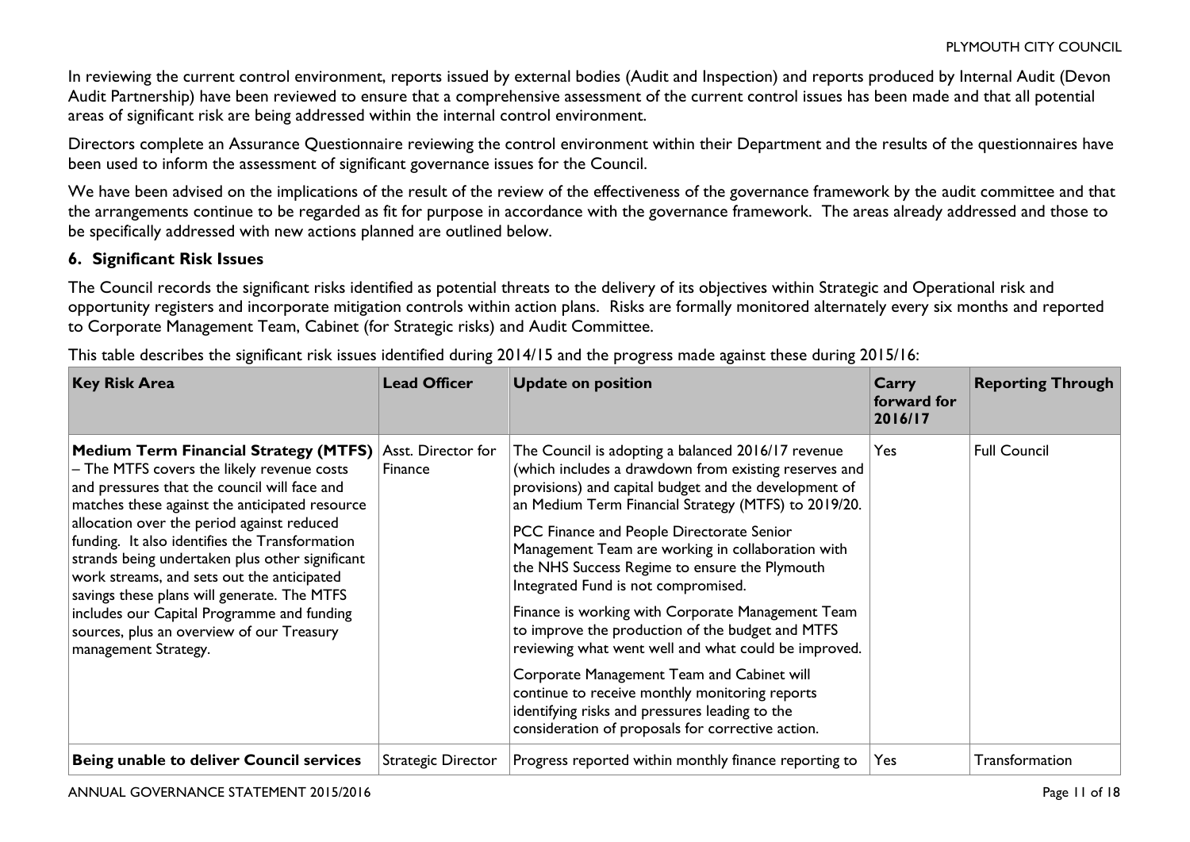In reviewing the current control environment, reports issued by external bodies (Audit and Inspection) and reports produced by Internal Audit (Devon Audit Partnership) have been reviewed to ensure that a comprehensive assessment of the current control issues has been made and that all potential areas of significant risk are being addressed within the internal control environment.

Directors complete an Assurance Questionnaire reviewing the control environment within their Department and the results of the questionnaires have been used to inform the assessment of significant governance issues for the Council.

We have been advised on the implications of the result of the review of the effectiveness of the governance framework by the audit committee and that the arrangements continue to be regarded as fit for purpose in accordance with the governance framework. The areas already addressed and those to be specifically addressed with new actions planned are outlined below.

## 6. Significant Risk Issues

The Council records the significant risks identified as potential threats to the delivery of its objectives within Strategic and Operational risk and opportunity registers and incorporate mitigation controls within action plans. Risks are formally monitored alternately every six months and reported to Corporate Management Team, Cabinet (for Strategic risks) and Audit Committee.

This table describes the significant risk issues identified during 2014/15 and the progress made against these during 2015/16:

| Key Risk Area | Lead Officer | Update on position | Carry forward for 2016/17 | Reporting Through |
|---|---|---|---|---|
| **Medium Term Financial Strategy (MTFS)** – The MTFS covers the likely revenue costs and pressures that the council will face and matches these against the anticipated resource allocation over the period against reduced funding. It also identifies the Transformation strands being undertaken plus other significant work streams, and sets out the anticipated savings these plans will generate. The MTFS includes our Capital Programme and funding sources, plus an overview of our Treasury management Strategy. | Asst. Director for Finance | The Council is adopting a balanced 2016/17 revenue (which includes a drawdown from existing reserves and provisions) and capital budget and the development of an Medium Term Financial Strategy (MTFS) to 2019/20.<br><br>PCC Finance and People Directorate Senior Management Team are working in collaboration with the NHS Success Regime to ensure the Plymouth Integrated Fund is not compromised.<br><br>Finance is working with Corporate Management Team to improve the production of the budget and MTFS reviewing what went well and what could be improved.<br><br>Corporate Management Team and Cabinet will continue to receive monthly monitoring reports identifying risks and pressures leading to the consideration of proposals for corrective action. | Yes | Full Council |
| **Being unable to deliver Council services** | Strategic Director | Progress reported within monthly finance reporting to | Yes | Transformation |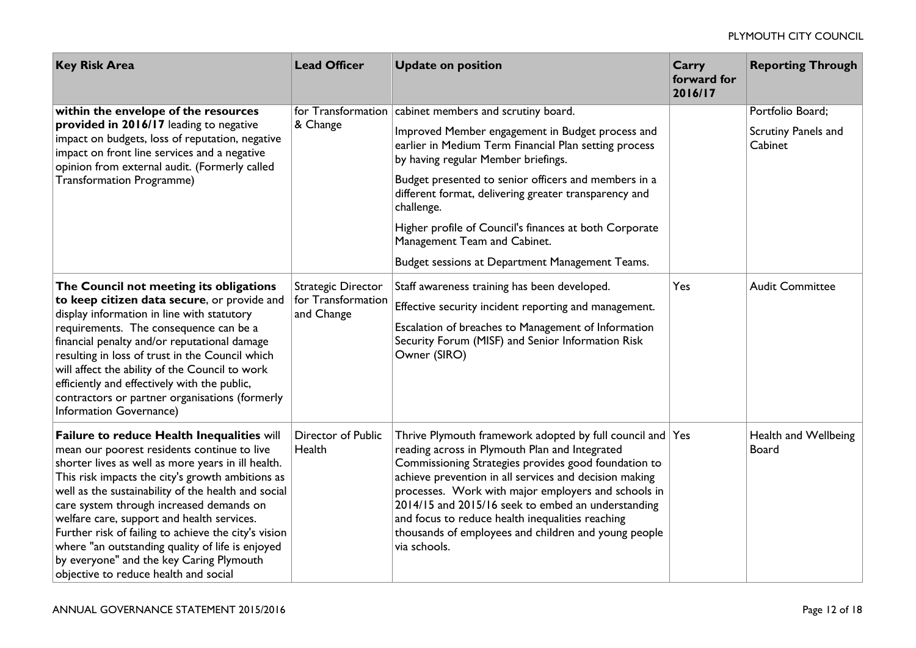| Key Risk Area | Lead Officer | Update on position | Carry forward for 2016/17 | Reporting Through |
|---|---|---|---|---|
| **within the envelope of the resources provided in 2016/17** leading to negative impact on budgets, loss of reputation, negative impact on front line services and a negative opinion from external audit. (Formerly called Transformation Programme) | for Transformation & Change | cabinet members and scrutiny board. Improved Member engagement in Budget process and earlier in Medium Term Financial Plan setting process by having regular Member briefings. Budget presented to senior officers and members in a different format, delivering greater transparency and challenge. Higher profile of Council's finances at both Corporate Management Team and Cabinet. Budget sessions at Department Management Teams. | | Portfolio Board; Scrutiny Panels and Cabinet |
| **The Council not meeting its obligations to keep citizen data secure**, or provide and display information in line with statutory requirements. The consequence can be a financial penalty and/or reputational damage resulting in loss of trust in the Council which will affect the ability of the Council to work efficiently and effectively with the public, contractors or partner organisations (formerly Information Governance) | Strategic Director for Transformation and Change | Staff awareness training has been developed. Effective security incident reporting and management. Escalation of breaches to Management of Information Security Forum (MISF) and Senior Information Risk Owner (SIRO) | Yes | Audit Committee |
| **Failure to reduce Health Inequalities** will mean our poorest residents continue to live shorter lives as well as more years in ill health. This risk impacts the city's growth ambitions as well as the sustainability of the health and social care system through increased demands on welfare care, support and health services. Further risk of failing to achieve the city's vision where "an outstanding quality of life is enjoyed by everyone" and the key Caring Plymouth objective to reduce health and social | Director of Public Health | Thrive Plymouth framework adopted by full council and reading across in Plymouth Plan and Integrated Commissioning Strategies provides good foundation to achieve prevention in all services and decision making processes. Work with major employers and schools in 2014/15 and 2015/16 seek to embed an understanding and focus to reduce health inequalities reaching thousands of employees and children and young people via schools. | Yes | Health and Wellbeing Board |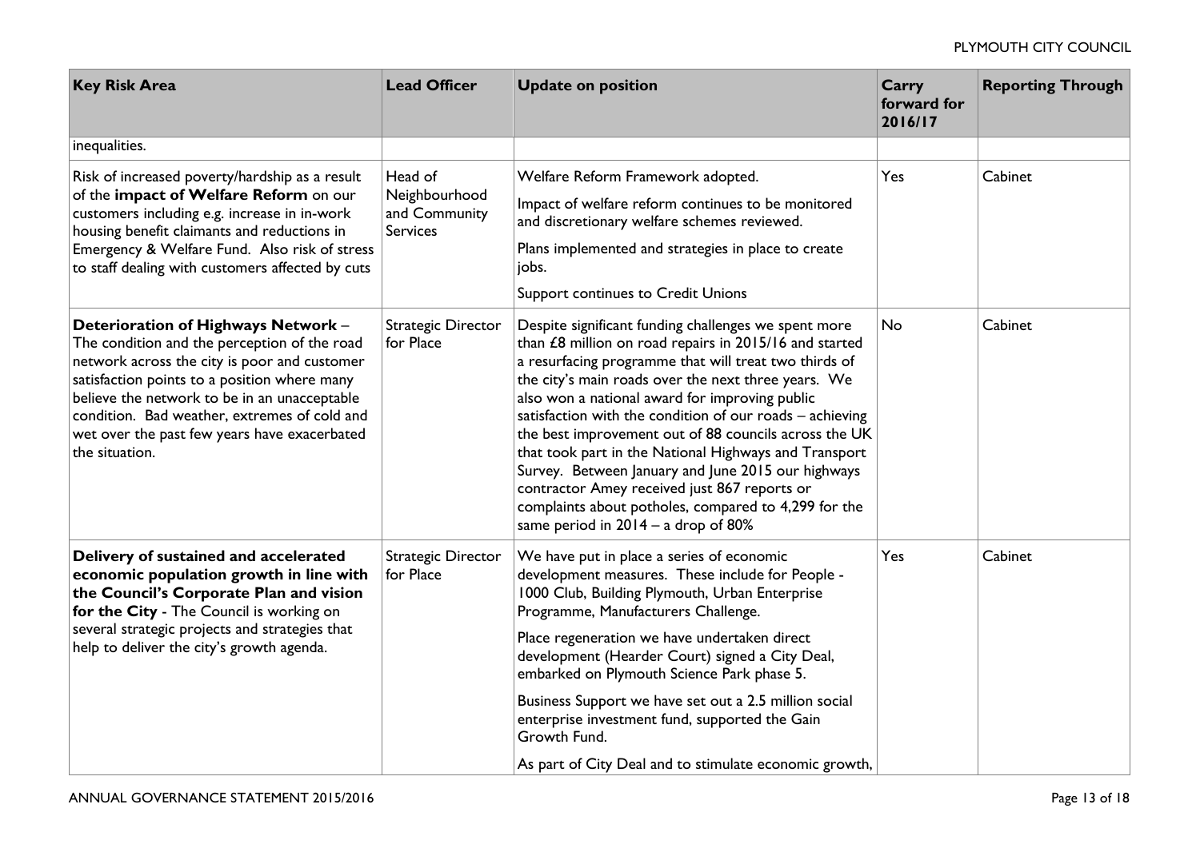| Key Risk Area | Lead Officer | Update on position | Carry forward for 2016/17 | Reporting Through |
|---|---|---|---|---|
| inequalities. | | | | |
| Risk of increased poverty/hardship as a result of the **impact of Welfare Reform** on our customers including e.g. increase in in-work housing benefit claimants and reductions in Emergency & Welfare Fund. Also risk of stress to staff dealing with customers affected by cuts | Head of Neighbourhood and Community Services | Welfare Reform Framework adopted.<br><br>Impact of welfare reform continues to be monitored and discretionary welfare schemes reviewed.<br><br>Plans implemented and strategies in place to create jobs.<br><br>Support continues to Credit Unions | Yes | Cabinet |
| **Deterioration of Highways Network** – The condition and the perception of the road network across the city is poor and customer satisfaction points to a position where many believe the network to be in an unacceptable condition. Bad weather, extremes of cold and wet over the past few years have exacerbated the situation. | Strategic Director for Place | Despite significant funding challenges we spent more than £8 million on road repairs in 2015/16 and started a resurfacing programme that will treat two thirds of the city's main roads over the next three years. We also won a national award for improving public satisfaction with the condition of our roads – achieving the best improvement out of 88 councils across the UK that took part in the National Highways and Transport Survey. Between January and June 2015 our highways contractor Amey received just 867 reports or complaints about potholes, compared to 4,299 for the same period in 2014 – a drop of 80% | No | Cabinet |
| **Delivery of sustained and accelerated economic population growth in line with the Council's Corporate Plan and vision for the City** - The Council is working on several strategic projects and strategies that help to deliver the city's growth agenda. | Strategic Director for Place | We have put in place a series of economic development measures. These include for People - 1000 Club, Building Plymouth, Urban Enterprise Programme, Manufacturers Challenge.<br><br>Place regeneration we have undertaken direct development (Hearder Court) signed a City Deal, embarked on Plymouth Science Park phase 5.<br><br>Business Support we have set out a 2.5 million social enterprise investment fund, supported the Gain Growth Fund.<br><br>As part of City Deal and to stimulate economic growth, | Yes | Cabinet |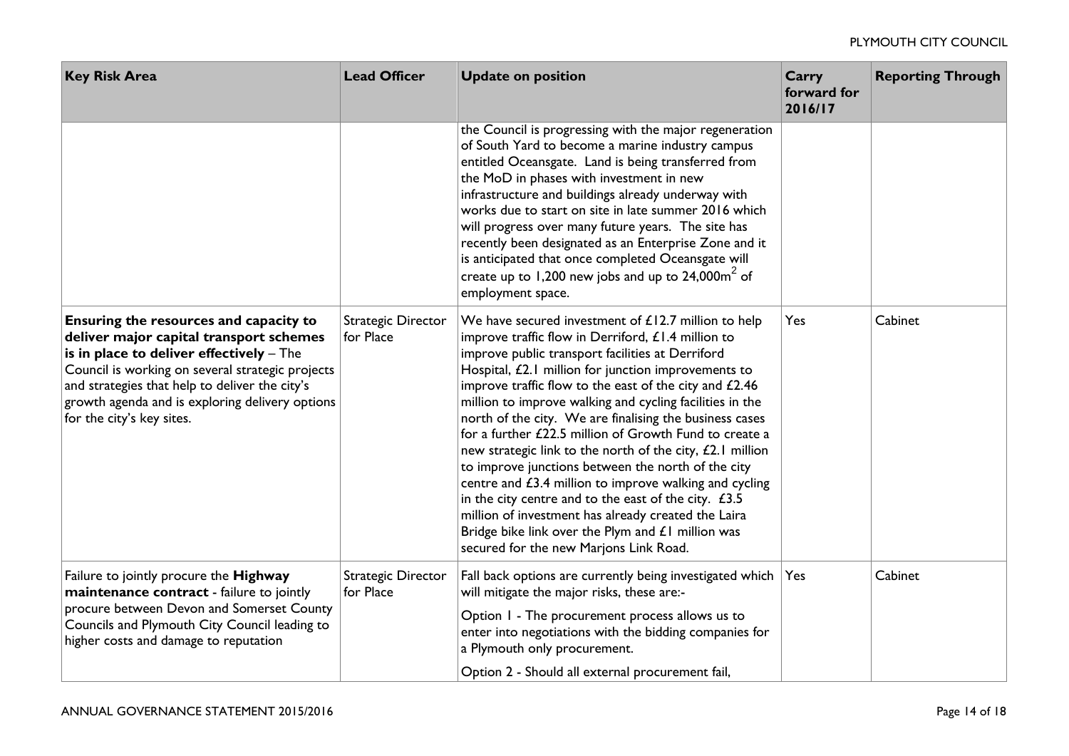| Key Risk Area | Lead Officer | Update on position | Carry forward for 2016/17 | Reporting Through |
|---|---|---|---|---|
| | | the Council is progressing with the major regeneration of South Yard to become a marine industry campus entitled Oceansgate. Land is being transferred from the MoD in phases with investment in new infrastructure and buildings already underway with works due to start on site in late summer 2016 which will progress over many future years. The site has recently been designated as an Enterprise Zone and it is anticipated that once completed Oceansgate will create up to 1,200 new jobs and up to 24,000m$^2$ of employment space. | | |
| **Ensuring the resources and capacity to deliver major capital transport schemes is in place to deliver effectively** – The Council is working on several strategic projects and strategies that help to deliver the city's growth agenda and is exploring delivery options for the city's key sites. | Strategic Director for Place | We have secured investment of £12.7 million to help improve traffic flow in Derriford, £1.4 million to improve public transport facilities at Derriford Hospital, £2.1 million for junction improvements to improve traffic flow to the east of the city and £2.46 million to improve walking and cycling facilities in the north of the city. We are finalising the business cases for a further £22.5 million of Growth Fund to create a new strategic link to the north of the city, £2.1 million to improve junctions between the north of the city centre and £3.4 million to improve walking and cycling in the city centre and to the east of the city. £3.5 million of investment has already created the Laira Bridge bike link over the Plym and £1 million was secured for the new Marjons Link Road. | Yes | Cabinet |
| Failure to jointly procure the **Highway maintenance contract** - failure to jointly procure between Devon and Somerset County Councils and Plymouth City Council leading to higher costs and damage to reputation | Strategic Director for Place | Fall back options are currently being investigated which will mitigate the major risks, these are:-<br><br>Option 1 - The procurement process allows us to enter into negotiations with the bidding companies for a Plymouth only procurement.<br><br>Option 2 - Should all external procurement fail, | Yes | Cabinet |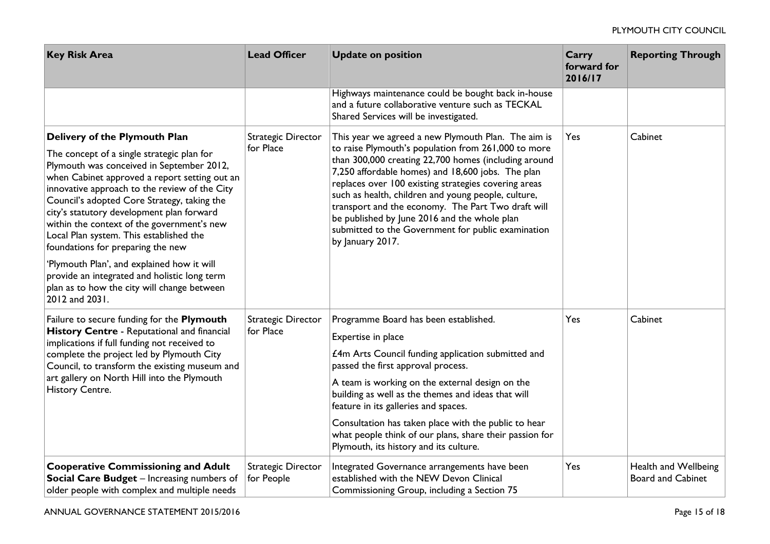| Key Risk Area | Lead Officer | Update on position | Carry forward for 2016/17 | Reporting Through |
|---|---|---|---|---|
| | | Highways maintenance could be bought back in-house and a future collaborative venture such as TECKAL Shared Services will be investigated. | | |
| **Delivery of the Plymouth Plan**<br><br>The concept of a single strategic plan for Plymouth was conceived in September 2012, when Cabinet approved a report setting out an innovative approach to the review of the City Council's adopted Core Strategy, taking the city's statutory development plan forward within the context of the government's new Local Plan system. This established the foundations for preparing the new<br><br>'Plymouth Plan', and explained how it will provide an integrated and holistic long term plan as to how the city will change between 2012 and 2031. | Strategic Director for Place | This year we agreed a new Plymouth Plan. The aim is to raise Plymouth's population from 261,000 to more than 300,000 creating 22,700 homes (including around 7,250 affordable homes) and 18,600 jobs. The plan replaces over 100 existing strategies covering areas such as health, children and young people, culture, transport and the economy. The Part Two draft will be published by June 2016 and the whole plan submitted to the Government for public examination by January 2017. | Yes | Cabinet |
| Failure to secure funding for the **Plymouth History Centre** - Reputational and financial implications if full funding not received to complete the project led by Plymouth City Council, to transform the existing museum and art gallery on North Hill into the Plymouth History Centre. | Strategic Director for Place | Programme Board has been established.<br><br>Expertise in place<br><br>£4m Arts Council funding application submitted and passed the first approval process.<br><br>A team is working on the external design on the building as well as the themes and ideas that will feature in its galleries and spaces.<br><br>Consultation has taken place with the public to hear what people think of our plans, share their passion for Plymouth, its history and its culture. | Yes | Cabinet |
| **Cooperative Commissioning and Adult Social Care Budget** – Increasing numbers of older people with complex and multiple needs | Strategic Director for People | Integrated Governance arrangements have been established with the NEW Devon Clinical Commissioning Group, including a Section 75 | Yes | Health and Wellbeing Board and Cabinet |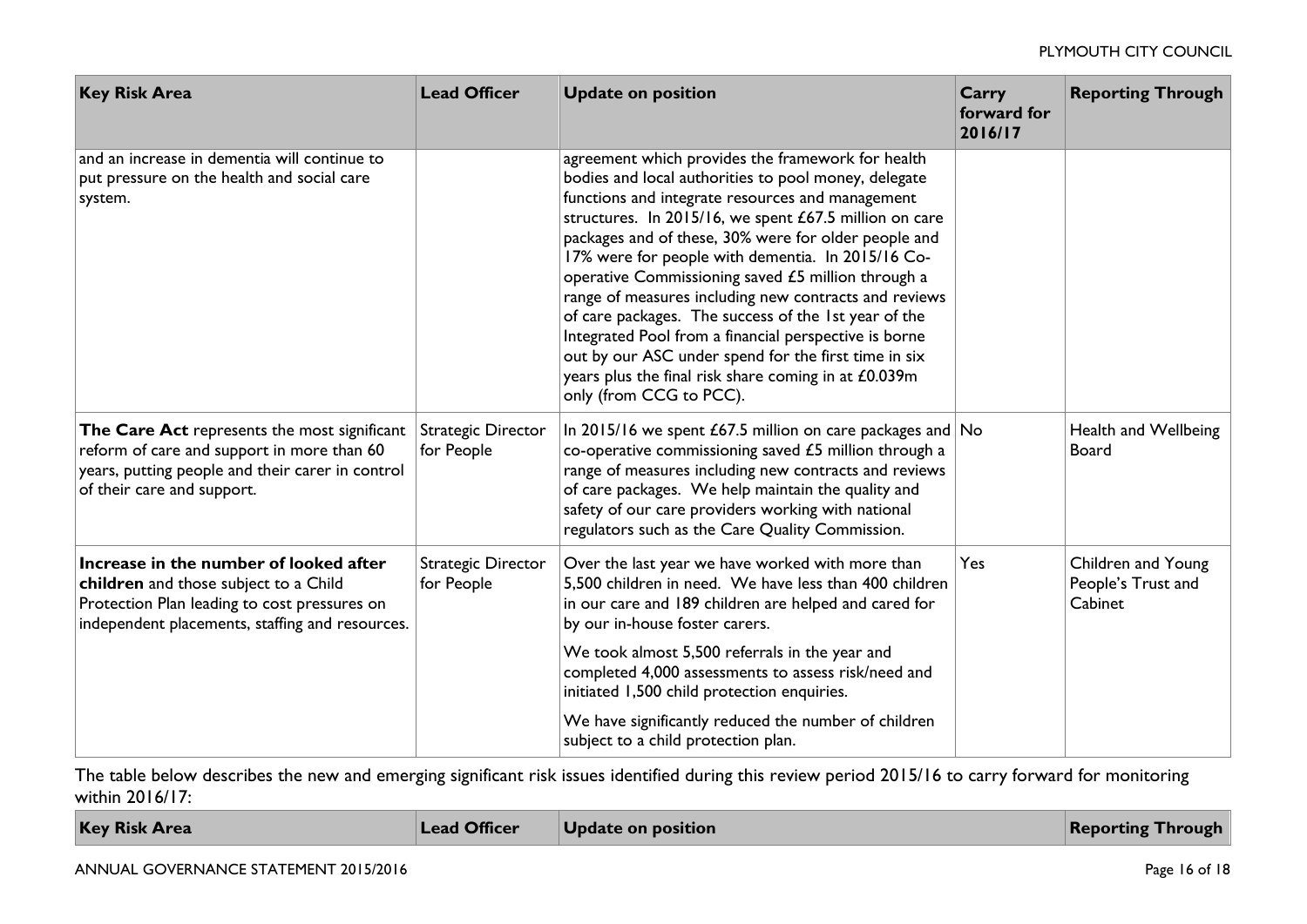| Key Risk Area | Lead Officer | Update on position | Carry forward for 2016/17 | Reporting Through |
|---|---|---|---|---|
| and an increase in dementia will continue to put pressure on the health and social care system. | | agreement which provides the framework for health bodies and local authorities to pool money, delegate functions and integrate resources and management structures. In 2015/16, we spent £67.5 million on care packages and of these, 30% were for older people and 17% were for people with dementia. In 2015/16 Co-operative Commissioning saved £5 million through a range of measures including new contracts and reviews of care packages. The success of the 1st year of the Integrated Pool from a financial perspective is borne out by our ASC under spend for the first time in six years plus the final risk share coming in at £0.039m only (from CCG to PCC). | | |
| **The Care Act** represents the most significant reform of care and support in more than 60 years, putting people and their carer in control of their care and support. | Strategic Director for People | In 2015/16 we spent £67.5 million on care packages and co-operative commissioning saved £5 million through a range of measures including new contracts and reviews of care packages. We help maintain the quality and safety of our care providers working with national regulators such as the Care Quality Commission. | No | Health and Wellbeing Board |
| **Increase in the number of looked after children** and those subject to a Child Protection Plan leading to cost pressures on independent placements, staffing and resources. | Strategic Director for People | Over the last year we have worked with more than 5,500 children in need. We have less than 400 children in our care and 189 children are helped and cared for by our in-house foster carers.<br><br>We took almost 5,500 referrals in the year and completed 4,000 assessments to assess risk/need and initiated 1,500 child protection enquiries.<br><br>We have significantly reduced the number of children subject to a child protection plan. | Yes | Children and Young People's Trust and Cabinet |

The table below describes the new and emerging significant risk issues identified during this review period 2015/16 to carry forward for monitoring within 2016/17:

| Key Risk Area | Lead Officer | Update on position | Reporting Through |
|---|---|---|---|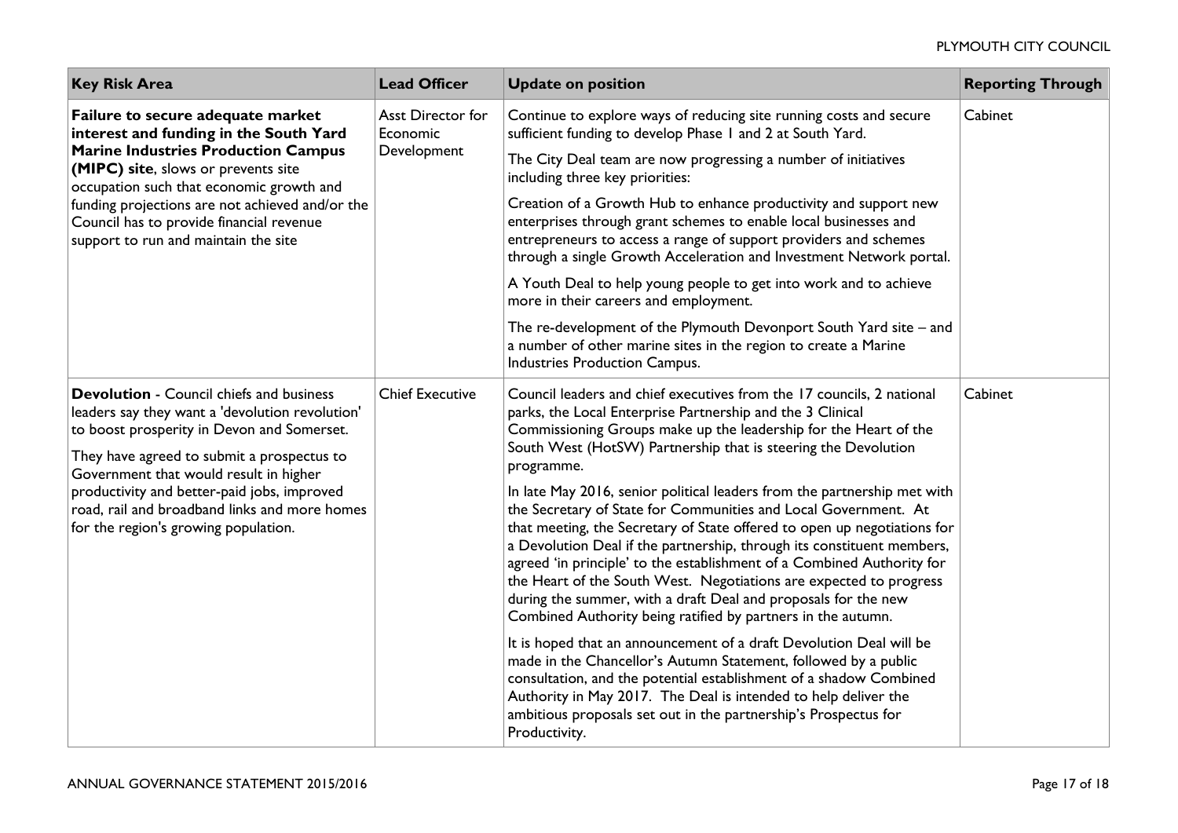| Key Risk Area | Lead Officer | Update on position | Reporting Through |
|---|---|---|---|
| **Failure to secure adequate market interest and funding in the South Yard Marine Industries Production Campus (MIPC) site**, slows or prevents site occupation such that economic growth and funding projections are not achieved and/or the Council has to provide financial revenue support to run and maintain the site | Asst Director for Economic Development | Continue to explore ways of reducing site running costs and secure sufficient funding to develop Phase 1 and 2 at South Yard.<br><br>The City Deal team are now progressing a number of initiatives including three key priorities:<br><br>Creation of a Growth Hub to enhance productivity and support new enterprises through grant schemes to enable local businesses and entrepreneurs to access a range of support providers and schemes through a single Growth Acceleration and Investment Network portal.<br><br>A Youth Deal to help young people to get into work and to achieve more in their careers and employment.<br><br>The re-development of the Plymouth Devonport South Yard site – and a number of other marine sites in the region to create a Marine Industries Production Campus. | Cabinet |
| **Devolution** - Council chiefs and business leaders say they want a 'devolution revolution' to boost prosperity in Devon and Somerset.<br><br>They have agreed to submit a prospectus to Government that would result in higher productivity and better-paid jobs, improved road, rail and broadband links and more homes for the region's growing population. | Chief Executive | Council leaders and chief executives from the 17 councils, 2 national parks, the Local Enterprise Partnership and the 3 Clinical Commissioning Groups make up the leadership for the Heart of the South West (HotSW) Partnership that is steering the Devolution programme.<br><br>In late May 2016, senior political leaders from the partnership met with the Secretary of State for Communities and Local Government. At that meeting, the Secretary of State offered to open up negotiations for a Devolution Deal if the partnership, through its constituent members, agreed 'in principle' to the establishment of a Combined Authority for the Heart of the South West. Negotiations are expected to progress during the summer, with a draft Deal and proposals for the new Combined Authority being ratified by partners in the autumn.<br><br>It is hoped that an announcement of a draft Devolution Deal will be made in the Chancellor's Autumn Statement, followed by a public consultation, and the potential establishment of a shadow Combined Authority in May 2017. The Deal is intended to help deliver the ambitious proposals set out in the partnership's Prospectus for Productivity. | Cabinet |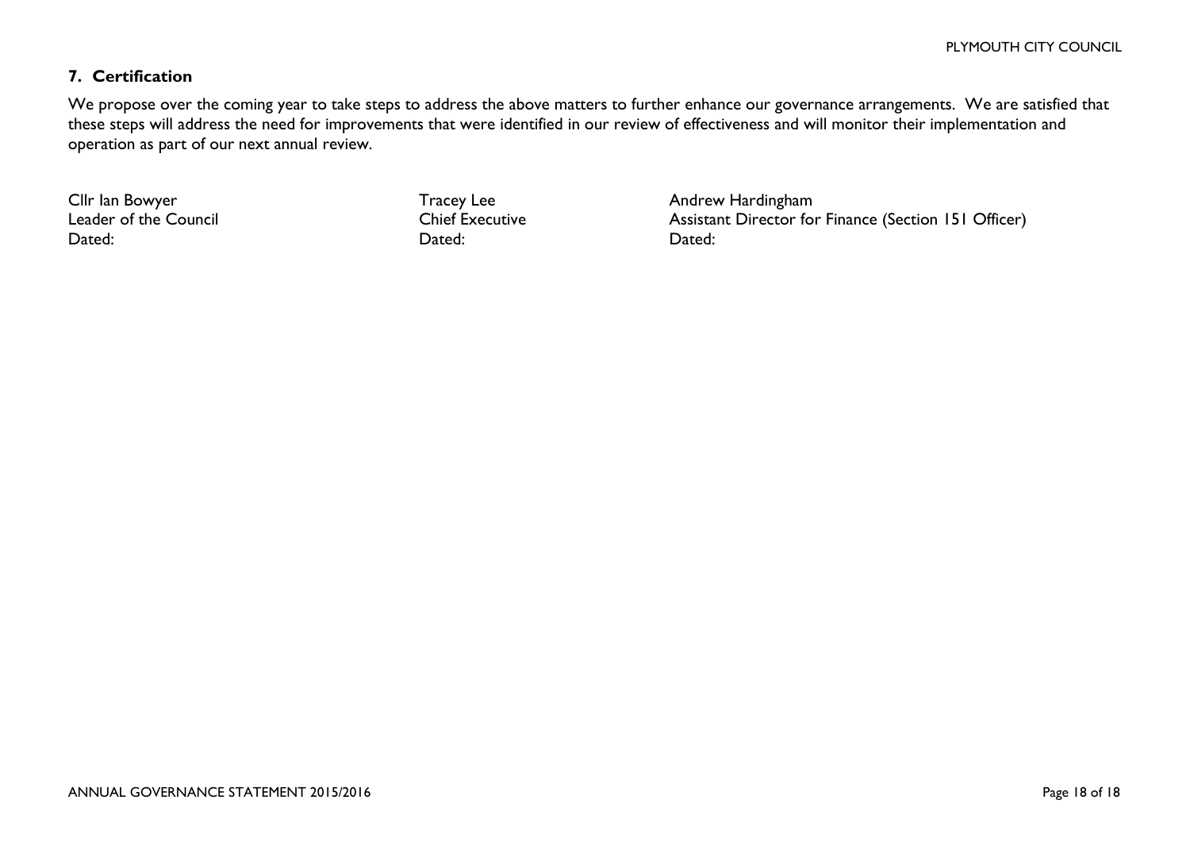## 7. Certification

We propose over the coming year to take steps to address the above matters to further enhance our governance arrangements. We are satisfied that these steps will address the need for improvements that were identified in our review of effectiveness and will monitor their implementation and operation as part of our next annual review.

| | | |
|---|---|---|
| Cllr Ian Bowyer | Tracey Lee | Andrew Hardingham |
| Leader of the Council | Chief Executive | Assistant Director for Finance (Section 151 Officer) |
| Dated: | Dated: | Dated: |